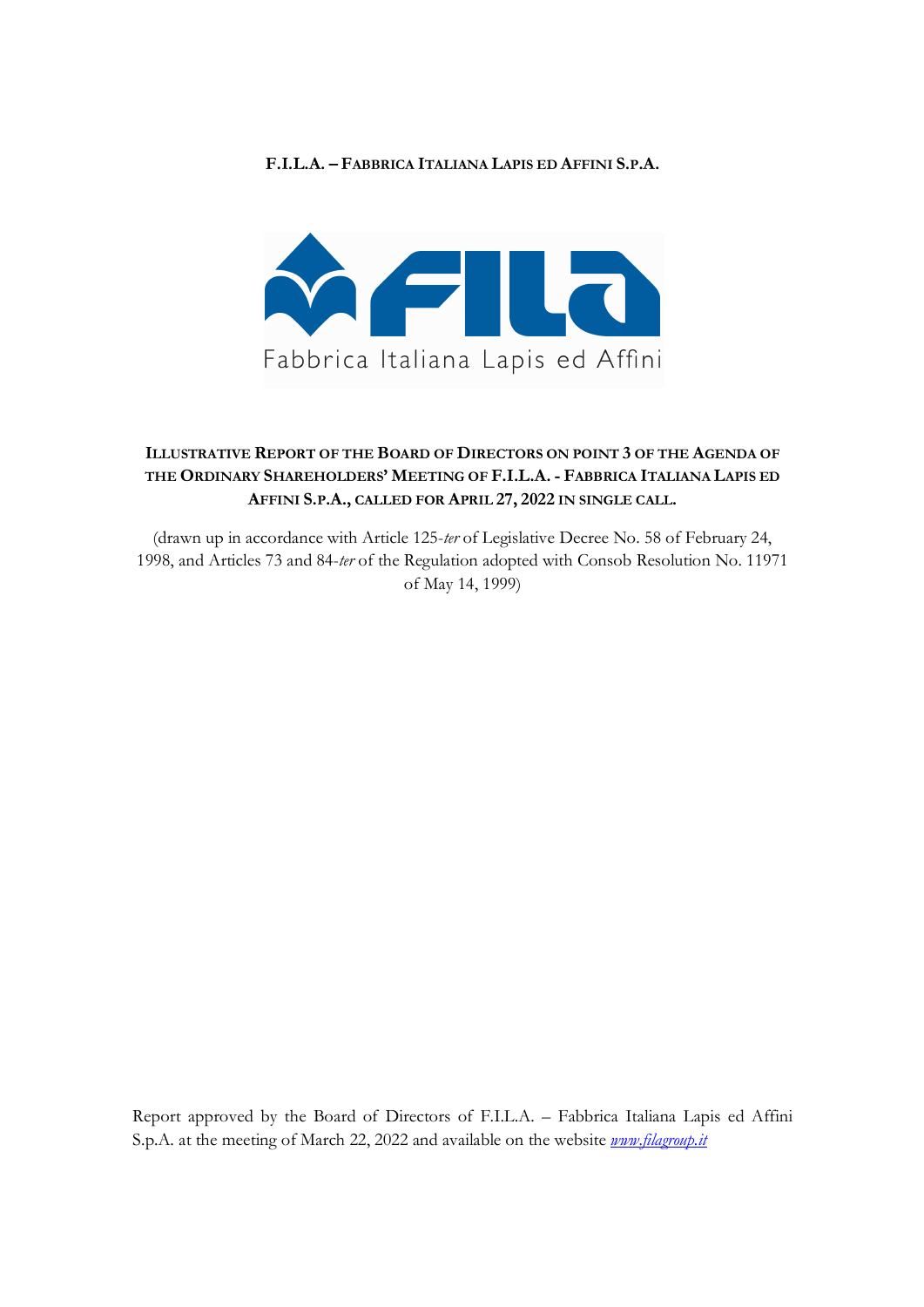**F.I.L.A. – FABBRICA ITALIANA LAPIS ED AFFINI S.P.A.**

FILA
Fabbrica Italiana Lapis ed Affini

# ILLUSTRATIVE REPORT OF THE BOARD OF DIRECTORS ON POINT 3 OF THE AGENDA OF THE ORDINARY SHAREHOLDERS' MEETING OF F.I.L.A. - FABBRICA ITALIANA LAPIS ED AFFINI S.P.A., CALLED FOR APRIL 27, 2022 IN SINGLE CALL.

(drawn up in accordance with Article 125-*ter* of Legislative Decree No. 58 of February 24, 1998, and Articles 73 and 84-*ter* of the Regulation adopted with Consob Resolution No. 11971 of May 14, 1999)

Report approved by the Board of Directors of F.I.L.A. – Fabbrica Italiana Lapis ed Affini S.p.A. at the meeting of March 22, 2022 and available on the website *www.filagroup.it*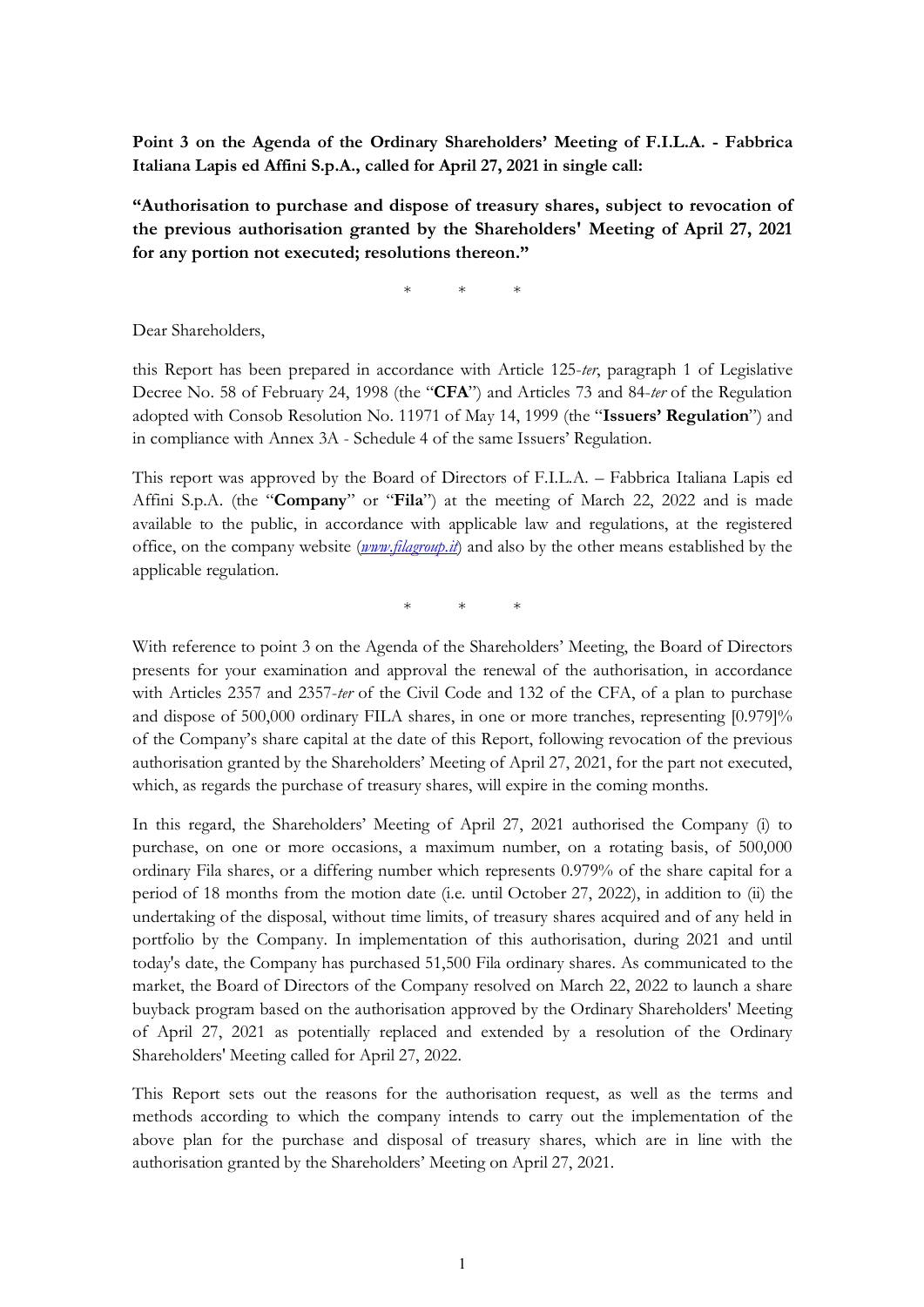**Point 3 on the Agenda of the Ordinary Shareholders' Meeting of F.I.L.A. - Fabbrica Italiana Lapis ed Affini S.p.A., called for April 27, 2021 in single call:**

**"Authorisation to purchase and dispose of treasury shares, subject to revocation of the previous authorisation granted by the Shareholders' Meeting of April 27, 2021 for any portion not executed; resolutions thereon."**

\*   \*   \*

Dear Shareholders,

this Report has been prepared in accordance with Article 125-*ter*, paragraph 1 of Legislative Decree No. 58 of February 24, 1998 (the "**CFA**") and Articles 73 and 84-*ter* of the Regulation adopted with Consob Resolution No. 11971 of May 14, 1999 (the "**Issuers' Regulation**") and in compliance with Annex 3A - Schedule 4 of the same Issuers' Regulation.

This report was approved by the Board of Directors of F.I.L.A. – Fabbrica Italiana Lapis ed Affini S.p.A. (the "**Company**" or "**Fila**") at the meeting of March 22, 2022 and is made available to the public, in accordance with applicable law and regulations, at the registered office, on the company website (*www.filagroup.it*) and also by the other means established by the applicable regulation.

\*   \*   \*

With reference to point 3 on the Agenda of the Shareholders' Meeting, the Board of Directors presents for your examination and approval the renewal of the authorisation, in accordance with Articles 2357 and 2357-*ter* of the Civil Code and 132 of the CFA, of a plan to purchase and dispose of 500,000 ordinary FILA shares, in one or more tranches, representing [0.979]% of the Company's share capital at the date of this Report, following revocation of the previous authorisation granted by the Shareholders' Meeting of April 27, 2021, for the part not executed, which, as regards the purchase of treasury shares, will expire in the coming months.

In this regard, the Shareholders' Meeting of April 27, 2021 authorised the Company (i) to purchase, on one or more occasions, a maximum number, on a rotating basis, of 500,000 ordinary Fila shares, or a differing number which represents 0.979% of the share capital for a period of 18 months from the motion date (i.e. until October 27, 2022), in addition to (ii) the undertaking of the disposal, without time limits, of treasury shares acquired and of any held in portfolio by the Company. In implementation of this authorisation, during 2021 and until today's date, the Company has purchased 51,500 Fila ordinary shares. As communicated to the market, the Board of Directors of the Company resolved on March 22, 2022 to launch a share buyback program based on the authorisation approved by the Ordinary Shareholders' Meeting of April 27, 2021 as potentially replaced and extended by a resolution of the Ordinary Shareholders' Meeting called for April 27, 2022.

This Report sets out the reasons for the authorisation request, as well as the terms and methods according to which the company intends to carry out the implementation of the above plan for the purchase and disposal of treasury shares, which are in line with the authorisation granted by the Shareholders' Meeting on April 27, 2021.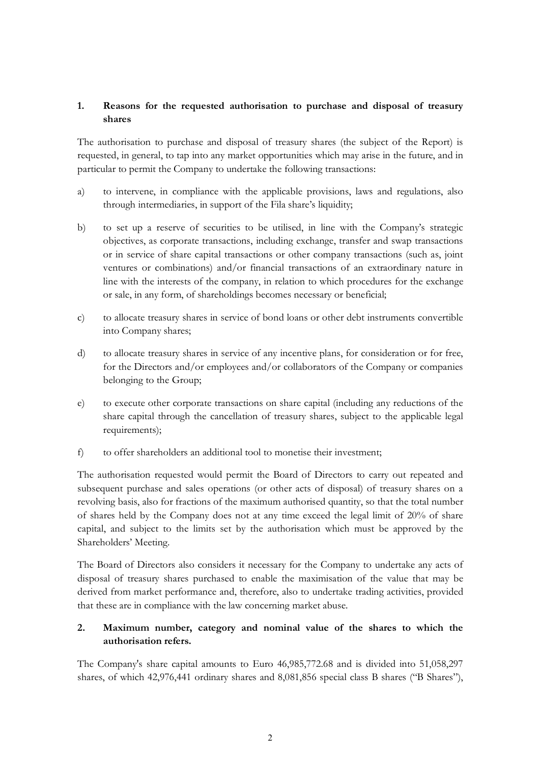## 1. Reasons for the requested authorisation to purchase and disposal of treasury shares

The authorisation to purchase and disposal of treasury shares (the subject of the Report) is requested, in general, to tap into any market opportunities which may arise in the future, and in particular to permit the Company to undertake the following transactions:

a) to intervene, in compliance with the applicable provisions, laws and regulations, also through intermediaries, in support of the Fila share's liquidity;

b) to set up a reserve of securities to be utilised, in line with the Company's strategic objectives, as corporate transactions, including exchange, transfer and swap transactions or in service of share capital transactions or other company transactions (such as, joint ventures or combinations) and/or financial transactions of an extraordinary nature in line with the interests of the company, in relation to which procedures for the exchange or sale, in any form, of shareholdings becomes necessary or beneficial;

c) to allocate treasury shares in service of bond loans or other debt instruments convertible into Company shares;

d) to allocate treasury shares in service of any incentive plans, for consideration or for free, for the Directors and/or employees and/or collaborators of the Company or companies belonging to the Group;

e) to execute other corporate transactions on share capital (including any reductions of the share capital through the cancellation of treasury shares, subject to the applicable legal requirements);

f) to offer shareholders an additional tool to monetise their investment;

The authorisation requested would permit the Board of Directors to carry out repeated and subsequent purchase and sales operations (or other acts of disposal) of treasury shares on a revolving basis, also for fractions of the maximum authorised quantity, so that the total number of shares held by the Company does not at any time exceed the legal limit of 20% of share capital, and subject to the limits set by the authorisation which must be approved by the Shareholders' Meeting.

The Board of Directors also considers it necessary for the Company to undertake any acts of disposal of treasury shares purchased to enable the maximisation of the value that may be derived from market performance and, therefore, also to undertake trading activities, provided that these are in compliance with the law concerning market abuse.

## 2. Maximum number, category and nominal value of the shares to which the authorisation refers.

The Company's share capital amounts to Euro 46,985,772.68 and is divided into 51,058,297 shares, of which 42,976,441 ordinary shares and 8,081,856 special class B shares ("B Shares"),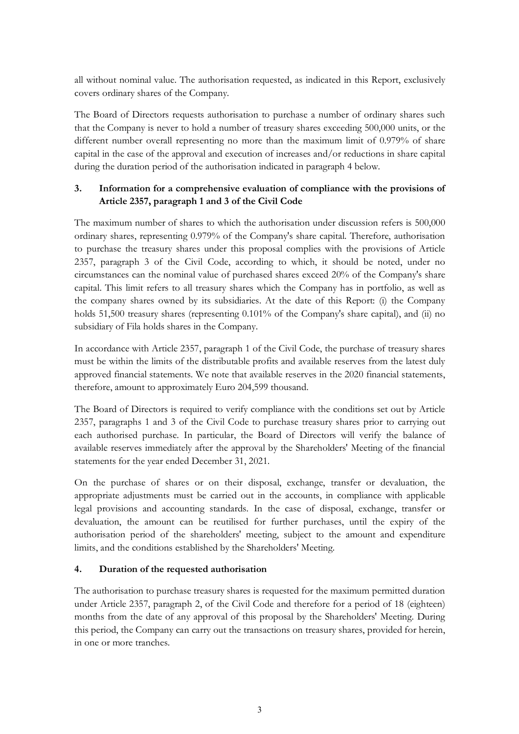all without nominal value. The authorisation requested, as indicated in this Report, exclusively covers ordinary shares of the Company.

The Board of Directors requests authorisation to purchase a number of ordinary shares such that the Company is never to hold a number of treasury shares exceeding 500,000 units, or the different number overall representing no more than the maximum limit of 0.979% of share capital in the case of the approval and execution of increases and/or reductions in share capital during the duration period of the authorisation indicated in paragraph 4 below.

### 3. Information for a comprehensive evaluation of compliance with the provisions of Article 2357, paragraph 1 and 3 of the Civil Code

The maximum number of shares to which the authorisation under discussion refers is 500,000 ordinary shares, representing 0.979% of the Company's share capital. Therefore, authorisation to purchase the treasury shares under this proposal complies with the provisions of Article 2357, paragraph 3 of the Civil Code, according to which, it should be noted, under no circumstances can the nominal value of purchased shares exceed 20% of the Company's share capital. This limit refers to all treasury shares which the Company has in portfolio, as well as the company shares owned by its subsidiaries. At the date of this Report: (i) the Company holds 51,500 treasury shares (representing 0.101% of the Company's share capital), and (ii) no subsidiary of Fila holds shares in the Company.

In accordance with Article 2357, paragraph 1 of the Civil Code, the purchase of treasury shares must be within the limits of the distributable profits and available reserves from the latest duly approved financial statements. We note that available reserves in the 2020 financial statements, therefore, amount to approximately Euro 204,599 thousand.

The Board of Directors is required to verify compliance with the conditions set out by Article 2357, paragraphs 1 and 3 of the Civil Code to purchase treasury shares prior to carrying out each authorised purchase. In particular, the Board of Directors will verify the balance of available reserves immediately after the approval by the Shareholders' Meeting of the financial statements for the year ended December 31, 2021.

On the purchase of shares or on their disposal, exchange, transfer or devaluation, the appropriate adjustments must be carried out in the accounts, in compliance with applicable legal provisions and accounting standards. In the case of disposal, exchange, transfer or devaluation, the amount can be reutilised for further purchases, until the expiry of the authorisation period of the shareholders' meeting, subject to the amount and expenditure limits, and the conditions established by the Shareholders' Meeting.

### 4. Duration of the requested authorisation

The authorisation to purchase treasury shares is requested for the maximum permitted duration under Article 2357, paragraph 2, of the Civil Code and therefore for a period of 18 (eighteen) months from the date of any approval of this proposal by the Shareholders' Meeting. During this period, the Company can carry out the transactions on treasury shares, provided for herein, in one or more tranches.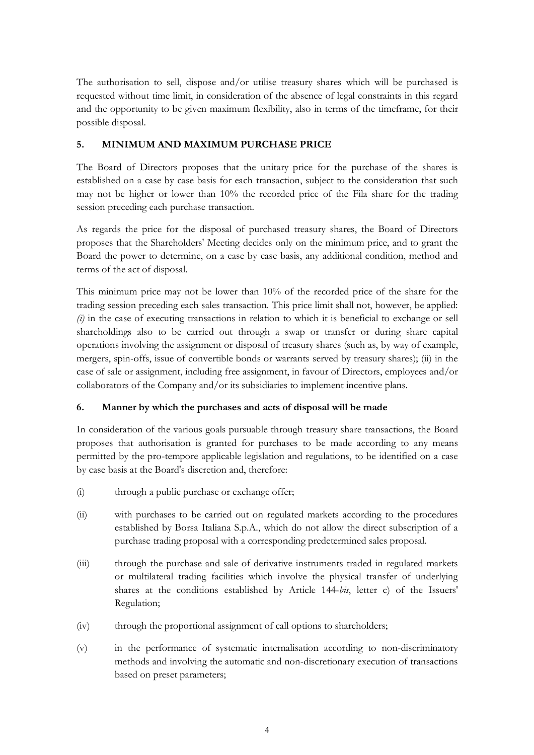The authorisation to sell, dispose and/or utilise treasury shares which will be purchased is requested without time limit, in consideration of the absence of legal constraints in this regard and the opportunity to be given maximum flexibility, also in terms of the timeframe, for their possible disposal.

## 5. MINIMUM AND MAXIMUM PURCHASE PRICE

The Board of Directors proposes that the unitary price for the purchase of the shares is established on a case by case basis for each transaction, subject to the consideration that such may not be higher or lower than 10% the recorded price of the Fila share for the trading session preceding each purchase transaction.

As regards the price for the disposal of purchased treasury shares, the Board of Directors proposes that the Shareholders' Meeting decides only on the minimum price, and to grant the Board the power to determine, on a case by case basis, any additional condition, method and terms of the act of disposal.

This minimum price may not be lower than 10% of the recorded price of the share for the trading session preceding each sales transaction. This price limit shall not, however, be applied: *(i)* in the case of executing transactions in relation to which it is beneficial to exchange or sell shareholdings also to be carried out through a swap or transfer or during share capital operations involving the assignment or disposal of treasury shares (such as, by way of example, mergers, spin-offs, issue of convertible bonds or warrants served by treasury shares); (ii) in the case of sale or assignment, including free assignment, in favour of Directors, employees and/or collaborators of the Company and/or its subsidiaries to implement incentive plans.

## 6. Manner by which the purchases and acts of disposal will be made

In consideration of the various goals pursuable through treasury share transactions, the Board proposes that authorisation is granted for purchases to be made according to any means permitted by the pro-tempore applicable legislation and regulations, to be identified on a case by case basis at the Board's discretion and, therefore:

(i) through a public purchase or exchange offer;

(ii) with purchases to be carried out on regulated markets according to the procedures established by Borsa Italiana S.p.A., which do not allow the direct subscription of a purchase trading proposal with a corresponding predetermined sales proposal.

(iii) through the purchase and sale of derivative instruments traded in regulated markets or multilateral trading facilities which involve the physical transfer of underlying shares at the conditions established by Article 144-*bis*, letter c) of the Issuers' Regulation;

(iv) through the proportional assignment of call options to shareholders;

(v) in the performance of systematic internalisation according to non-discriminatory methods and involving the automatic and non-discretionary execution of transactions based on preset parameters;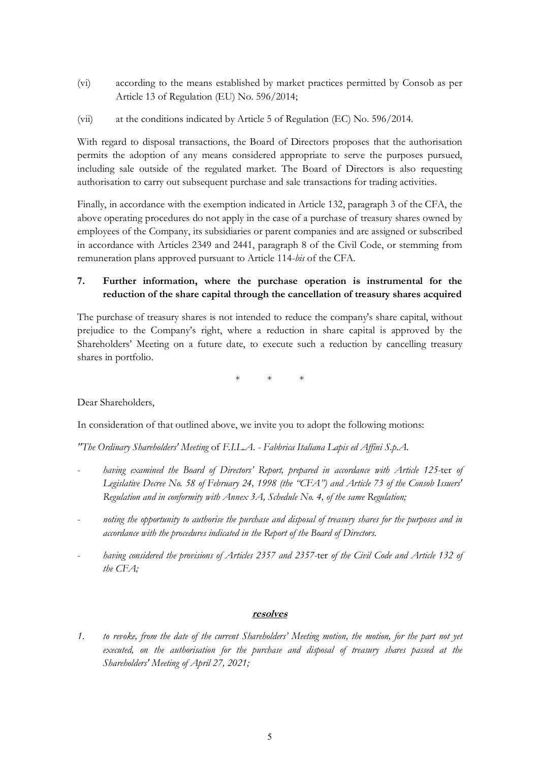(vi) according to the means established by market practices permitted by Consob as per Article 13 of Regulation (EU) No. 596/2014;

(vii) at the conditions indicated by Article 5 of Regulation (EC) No. 596/2014.

With regard to disposal transactions, the Board of Directors proposes that the authorisation permits the adoption of any means considered appropriate to serve the purposes pursued, including sale outside of the regulated market. The Board of Directors is also requesting authorisation to carry out subsequent purchase and sale transactions for trading activities.

Finally, in accordance with the exemption indicated in Article 132, paragraph 3 of the CFA, the above operating procedures do not apply in the case of a purchase of treasury shares owned by employees of the Company, its subsidiaries or parent companies and are assigned or subscribed in accordance with Articles 2349 and 2441, paragraph 8 of the Civil Code, or stemming from remuneration plans approved pursuant to Article 114-*bis* of the CFA.

## 7. Further information, where the purchase operation is instrumental for the reduction of the share capital through the cancellation of treasury shares acquired

The purchase of treasury shares is not intended to reduce the company's share capital, without prejudice to the Company's right, where a reduction in share capital is approved by the Shareholders' Meeting on a future date, to execute such a reduction by cancelling treasury shares in portfolio.

\* \* \*

Dear Shareholders,

In consideration of that outlined above, we invite you to adopt the following motions:

*"The Ordinary Shareholders' Meeting* of *F.I.L.A. - Fabbrica Italiana Lapis ed Affini S.p.A.*

- *having examined the Board of Directors' Report, prepared in accordance with Article 125-*ter *of Legislative Decree No. 58 of February 24, 1998 (the "CFA") and Article 73 of the Consob Issuers' Regulation and in conformity with Annex 3A, Schedule No. 4, of the same Regulation;*
- *noting the opportunity to authorise the purchase and disposal of treasury shares for the purposes and in accordance with the procedures indicated in the Report of the Board of Directors.*
- *having considered the provisions of Articles 2357 and 2357-*ter *of the Civil Code and Article 132 of the CFA;*

***resolves***

1. *to revoke, from the date of the current Shareholders' Meeting motion, the motion, for the part not yet executed, on the authorisation for the purchase and disposal of treasury shares passed at the Shareholders' Meeting of April 27, 2021;*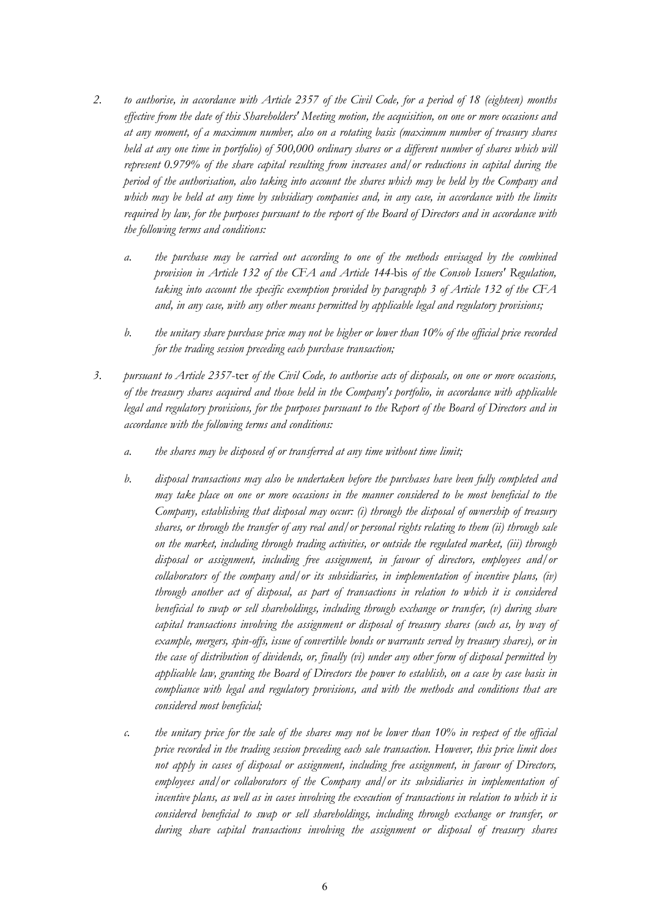2. *to authorise, in accordance with Article 2357 of the Civil Code, for a period of 18 (eighteen) months effective from the date of this Shareholders' Meeting motion, the acquisition, on one or more occasions and at any moment, of a maximum number, also on a rotating basis (maximum number of treasury shares held at any one time in portfolio) of 500,000 ordinary shares or a different number of shares which will represent 0.979% of the share capital resulting from increases and/or reductions in capital during the period of the authorisation, also taking into account the shares which may be held by the Company and which may be held at any time by subsidiary companies and, in any case, in accordance with the limits required by law, for the purposes pursuant to the report of the Board of Directors and in accordance with the following terms and conditions:*

    a. *the purchase may be carried out according to one of the methods envisaged by the combined provision in Article 132 of the CFA and Article 144-*bis *of the Consob Issuers' Regulation, taking into account the specific exemption provided by paragraph 3 of Article 132 of the CFA and, in any case, with any other means permitted by applicable legal and regulatory provisions;*

    b. *the unitary share purchase price may not be higher or lower than 10% of the official price recorded for the trading session preceding each purchase transaction;*

3. *pursuant to Article 2357-*ter *of the Civil Code, to authorise acts of disposals, on one or more occasions, of the treasury shares acquired and those held in the Company's portfolio, in accordance with applicable legal and regulatory provisions, for the purposes pursuant to the Report of the Board of Directors and in accordance with the following terms and conditions:*

    a. *the shares may be disposed of or transferred at any time without time limit;*

    b. *disposal transactions may also be undertaken before the purchases have been fully completed and may take place on one or more occasions in the manner considered to be most beneficial to the Company, establishing that disposal may occur: (i) through the disposal of ownership of treasury shares, or through the transfer of any real and/or personal rights relating to them (ii) through sale on the market, including through trading activities, or outside the regulated market, (iii) through disposal or assignment, including free assignment, in favour of directors, employees and/or collaborators of the company and/or its subsidiaries, in implementation of incentive plans, (iv) through another act of disposal, as part of transactions in relation to which it is considered beneficial to swap or sell shareholdings, including through exchange or transfer, (v) during share capital transactions involving the assignment or disposal of treasury shares (such as, by way of example, mergers, spin-offs, issue of convertible bonds or warrants served by treasury shares), or in the case of distribution of dividends, or, finally (vi) under any other form of disposal permitted by applicable law, granting the Board of Directors the power to establish, on a case by case basis in compliance with legal and regulatory provisions, and with the methods and conditions that are considered most beneficial;*

    c. *the unitary price for the sale of the shares may not be lower than 10% in respect of the official price recorded in the trading session preceding each sale transaction. However, this price limit does not apply in cases of disposal or assignment, including free assignment, in favour of Directors, employees and/or collaborators of the Company and/or its subsidiaries in implementation of incentive plans, as well as in cases involving the execution of transactions in relation to which it is considered beneficial to swap or sell shareholdings, including through exchange or transfer, or during share capital transactions involving the assignment or disposal of treasury shares*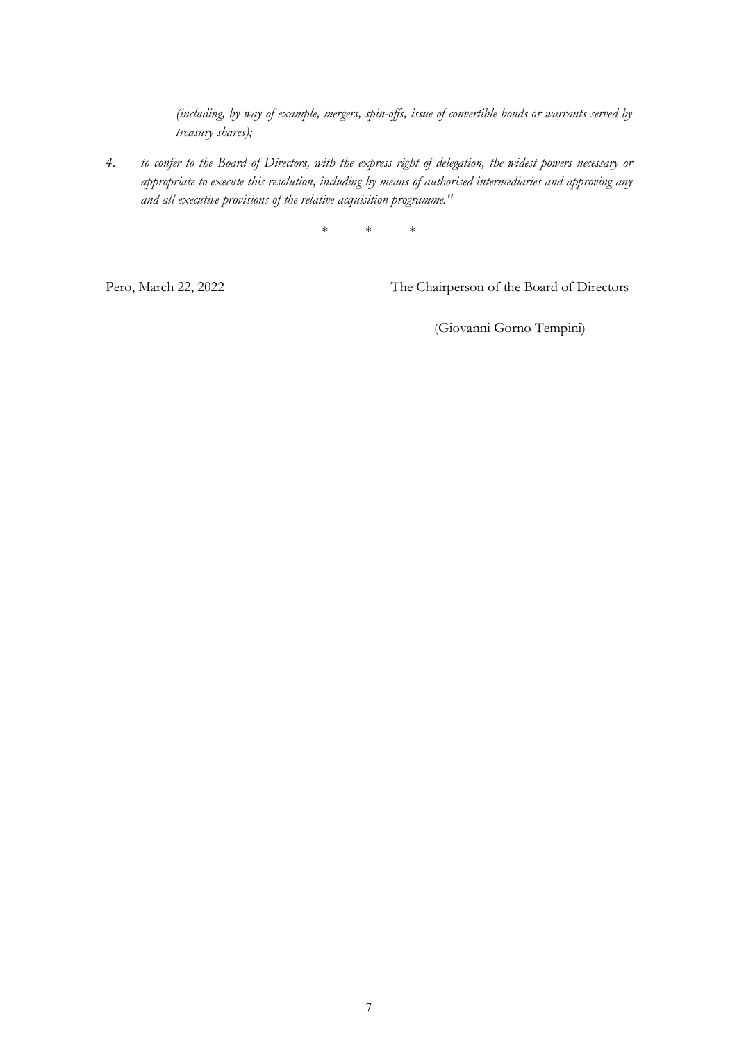*(including, by way of example, mergers, spin-offs, issue of convertible bonds or warrants served by treasury shares);*

4. *to confer to the Board of Directors, with the express right of delegation, the widest powers necessary or appropriate to execute this resolution, including by means of authorised intermediaries and approving any and all executive provisions of the relative acquisition programme."*

\* \* \*

Pero, March 22, 2022

The Chairperson of the Board of Directors

(Giovanni Gorno Tempini)